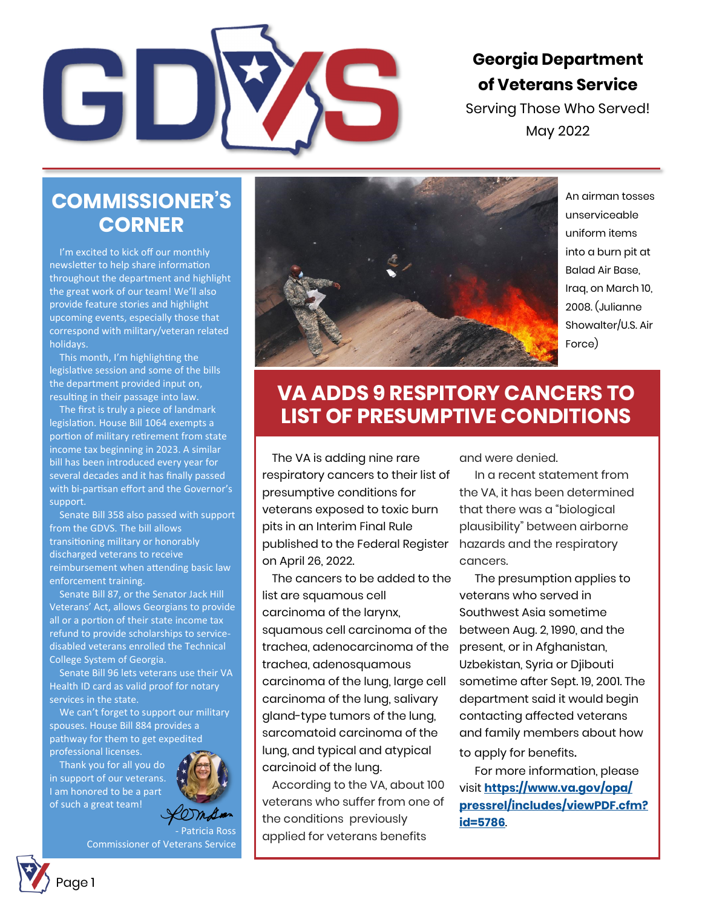# Georgia Department of Veterans Service

Serving Those Who Served!

May 2022

## COMMISSIONER'S CORNER

I'm excited to kick off our monthly newsletter to help share information throughout the department and highlight the great work of our team! We'll also provide feature stories and highlight upcoming events, especially those that correspond with military/veteran related holidays.

This month, I'm highlighting the legislative session and some of the bills the department provided input on, resulting in their passage into law.

The first is truly a piece of landmark legislation. House Bill 1064 exempts a portion of military retirement from state income tax beginning in 2023. A similar bill has been introduced every year for several decades and it has finally passed with bi-partisan effort and the Governor's support.

Senate Bill 358 also passed with support from the GDVS. The bill allows transitioning military or honorably discharged veterans to receive reimbursement when attending basic law enforcement training.

Senate Bill 87, or the Senator Jack Hill Veterans' Act, allows Georgians to provide all or a portion of their state income tax refund to provide scholarships to service-disabled veterans enrolled the Technical College System of Georgia.

Senate Bill 96 lets veterans use their VA Health ID card as valid proof for notary services in the state.

We can't forget to support our military spouses. House Bill 884 provides a pathway for them to get expedited professional licenses.

Thank you for all you do in support of our veterans. I am honored to be a part of such a great team!

- Patricia Ross
Commissioner of Veterans Service

An airman tosses unserviceable uniform items into a burn pit at Balad Air Base, Iraq, on March 10, 2008. (Julianne Showalter/U.S. Air Force)

## VA ADDS 9 RESPITORY CANCERS TO LIST OF PRESUMPTIVE CONDITIONS

The VA is adding nine rare respiratory cancers to their list of presumptive conditions for veterans exposed to toxic burn pits in an Interim Final Rule published to the Federal Register on April 26, 2022.

The cancers to be added to the list are squamous cell carcinoma of the larynx, squamous cell carcinoma of the trachea, adenocarcinoma of the trachea, adenosquamous carcinoma of the lung, large cell carcinoma of the lung, salivary gland-type tumors of the lung, sarcomatoid carcinoma of the lung, and typical and atypical carcinoid of the lung.

According to the VA, about 100 veterans who suffer from one of the conditions previously applied for veterans benefits and were denied.

In a recent statement from the VA, it has been determined that there was a "biological plausibility" between airborne hazards and the respiratory cancers.

The presumption applies to veterans who served in Southwest Asia sometime between Aug. 2, 1990, and the present, or in Afghanistan, Uzbekistan, Syria or Djibouti sometime after Sept. 19, 2001. The department said it would begin contacting affected veterans and family members about how to apply for benefits.

For more information, please visit **https://www.va.gov/opa/pressrel/includes/viewPDF.cfm?id=5786**.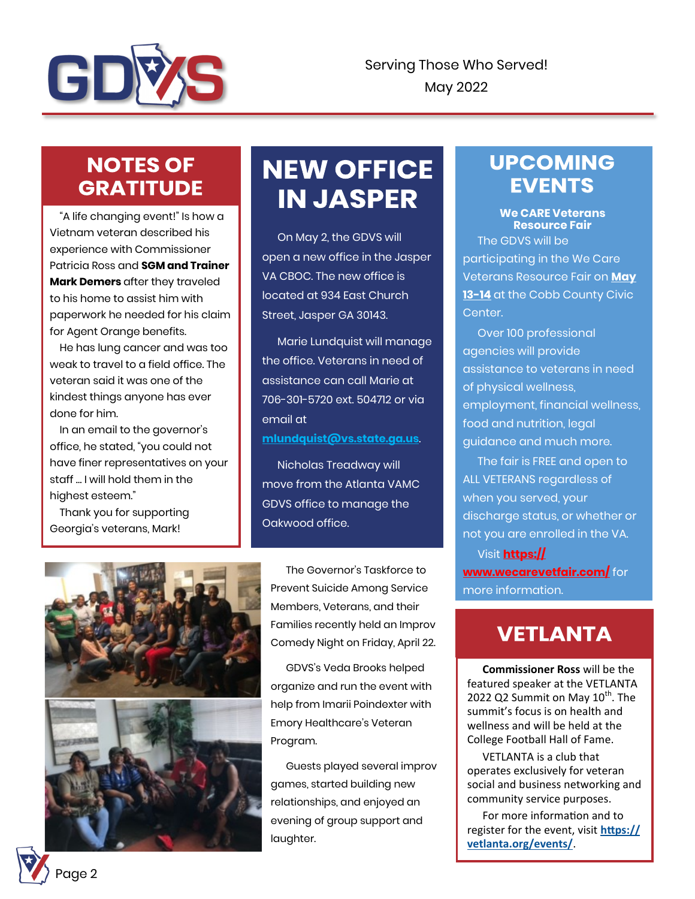Serving Those Who Served!
May 2022

## NOTES OF GRATITUDE

"A life changing event!" Is how a Vietnam veteran described his experience with Commissioner Patricia Ross and **SGM and Trainer Mark Demers** after they traveled to his home to assist him with paperwork he needed for his claim for Agent Orange benefits.

He has lung cancer and was too weak to travel to a field office. The veteran said it was one of the kindest things anyone has ever done for him.

In an email to the governor's office, he stated, "you could not have finer representatives on your staff … I will hold them in the highest esteem."

Thank you for supporting Georgia's veterans, Mark!

## NEW OFFICE IN JASPER

On May 2, the GDVS will open a new office in the Jasper VA CBOC. The new office is located at 934 East Church Street, Jasper GA 30143.

Marie Lundquist will manage the office. Veterans in need of assistance can call Marie at 706-301-5720 ext. 504712 or via email at **mlundquist@vs.state.ga.us**.

Nicholas Treadway will move from the Atlanta VAMC GDVS office to manage the Oakwood office.

The Governor's Taskforce to Prevent Suicide Among Service Members, Veterans, and their Families recently held an Improv Comedy Night on Friday, April 22.

GDVS's Veda Brooks helped organize and run the event with help from Imarii Poindexter with Emory Healthcare's Veteran Program.

Guests played several improv games, started building new relationships, and enjoyed an evening of group support and laughter.

## UPCOMING EVENTS

**We CARE Veterans Resource Fair**

The GDVS will be participating in the We Care Veterans Resource Fair on **May 13-14** at the Cobb County Civic Center.

Over 100 professional agencies will provide assistance to veterans in need of physical wellness, employment, financial wellness, food and nutrition, legal guidance and much more.

The fair is FREE and open to ALL VETERANS regardless of when you served, your discharge status, or whether or not you are enrolled in the VA.

Visit **https://www.wecarevetfair.com/** for more information.

## VETLANTA

**Commissioner Ross** will be the featured speaker at the VETLANTA 2022 Q2 Summit on May 10th. The summit's focus is on health and wellness and will be held at the College Football Hall of Fame.

VETLANTA is a club that operates exclusively for veteran social and business networking and community service purposes.

For more information and to register for the event, visit **https://vetlanta.org/events/**.